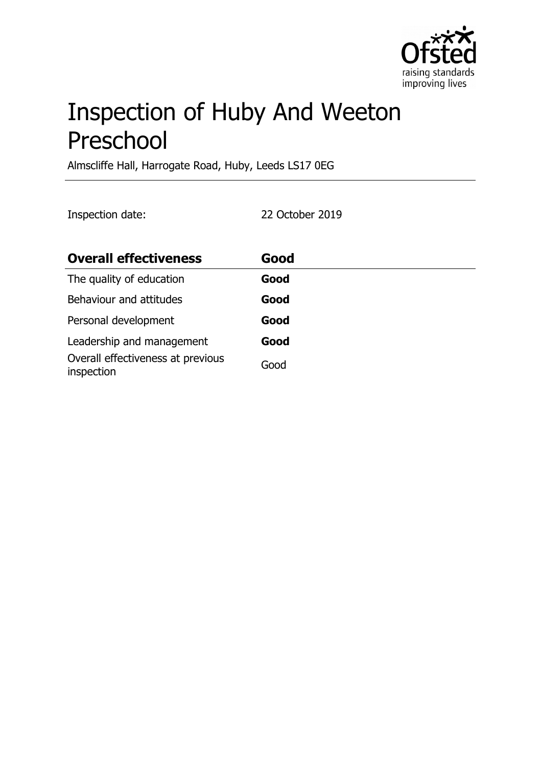# Inspection of Huby And Weeton Preschool

Almscliffe Hall, Harrogate Road, Huby, Leeds LS17 0EG

Inspection date: 22 October 2019

| **Overall effectiveness** | **Good** |
|---|---|
| The quality of education | **Good** |
| Behaviour and attitudes | **Good** |
| Personal development | **Good** |
| Leadership and management | **Good** |
| Overall effectiveness at previous inspection | Good |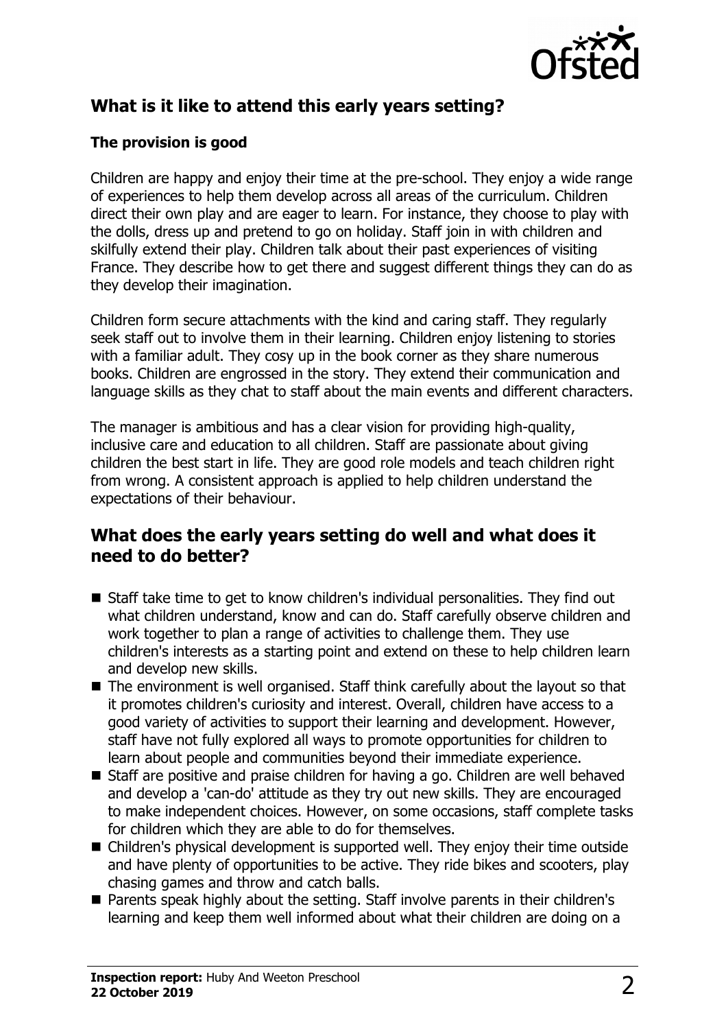## What is it like to attend this early years setting?

### The provision is good

Children are happy and enjoy their time at the pre-school. They enjoy a wide range of experiences to help them develop across all areas of the curriculum. Children direct their own play and are eager to learn. For instance, they choose to play with the dolls, dress up and pretend to go on holiday. Staff join in with children and skilfully extend their play. Children talk about their past experiences of visiting France. They describe how to get there and suggest different things they can do as they develop their imagination.

Children form secure attachments with the kind and caring staff. They regularly seek staff out to involve them in their learning. Children enjoy listening to stories with a familiar adult. They cosy up in the book corner as they share numerous books. Children are engrossed in the story. They extend their communication and language skills as they chat to staff about the main events and different characters.

The manager is ambitious and has a clear vision for providing high-quality, inclusive care and education to all children. Staff are passionate about giving children the best start in life. They are good role models and teach children right from wrong. A consistent approach is applied to help children understand the expectations of their behaviour.

## What does the early years setting do well and what does it need to do better?

- Staff take time to get to know children's individual personalities. They find out what children understand, know and can do. Staff carefully observe children and work together to plan a range of activities to challenge them. They use children's interests as a starting point and extend on these to help children learn and develop new skills.
- The environment is well organised. Staff think carefully about the layout so that it promotes children's curiosity and interest. Overall, children have access to a good variety of activities to support their learning and development. However, staff have not fully explored all ways to promote opportunities for children to learn about people and communities beyond their immediate experience.
- Staff are positive and praise children for having a go. Children are well behaved and develop a 'can-do' attitude as they try out new skills. They are encouraged to make independent choices. However, on some occasions, staff complete tasks for children which they are able to do for themselves.
- Children's physical development is supported well. They enjoy their time outside and have plenty of opportunities to be active. They ride bikes and scooters, play chasing games and throw and catch balls.
- Parents speak highly about the setting. Staff involve parents in their children's learning and keep them well informed about what their children are doing on a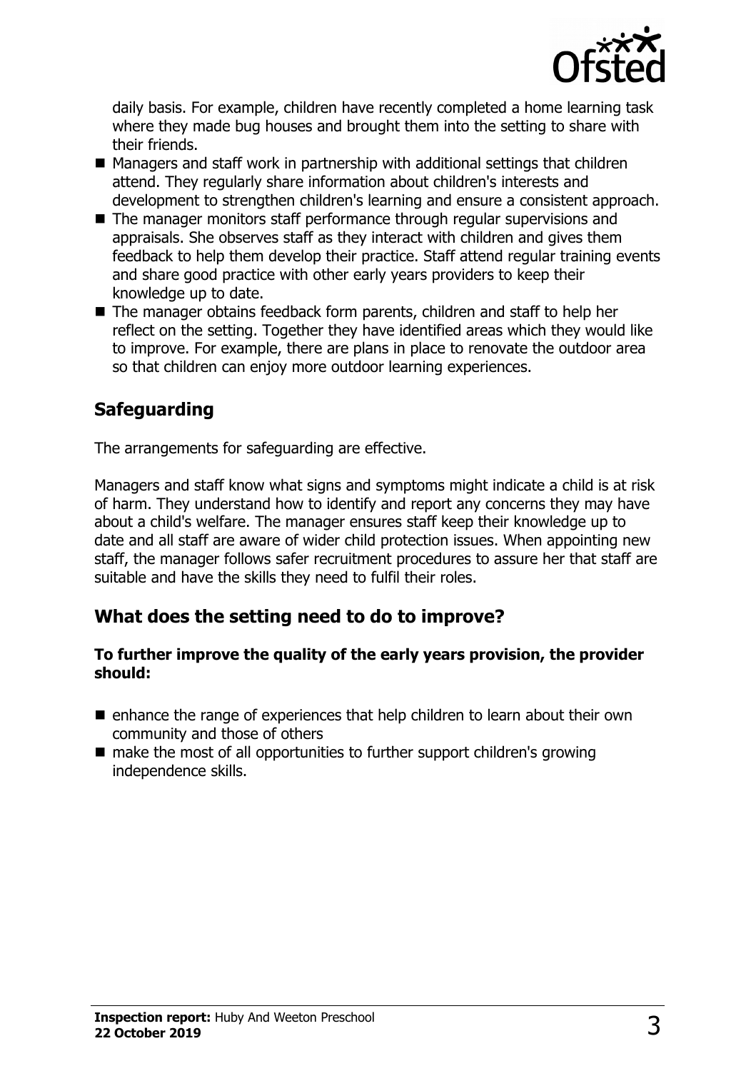daily basis. For example, children have recently completed a home learning task where they made bug houses and brought them into the setting to share with their friends.

- Managers and staff work in partnership with additional settings that children attend. They regularly share information about children's interests and development to strengthen children's learning and ensure a consistent approach.
- The manager monitors staff performance through regular supervisions and appraisals. She observes staff as they interact with children and gives them feedback to help them develop their practice. Staff attend regular training events and share good practice with other early years providers to keep their knowledge up to date.
- The manager obtains feedback form parents, children and staff to help her reflect on the setting. Together they have identified areas which they would like to improve. For example, there are plans in place to renovate the outdoor area so that children can enjoy more outdoor learning experiences.

## Safeguarding

The arrangements for safeguarding are effective.

Managers and staff know what signs and symptoms might indicate a child is at risk of harm. They understand how to identify and report any concerns they may have about a child's welfare. The manager ensures staff keep their knowledge up to date and all staff are aware of wider child protection issues. When appointing new staff, the manager follows safer recruitment procedures to assure her that staff are suitable and have the skills they need to fulfil their roles.

## What does the setting need to do to improve?

**To further improve the quality of the early years provision, the provider should:**

- enhance the range of experiences that help children to learn about their own community and those of others
- make the most of all opportunities to further support children's growing independence skills.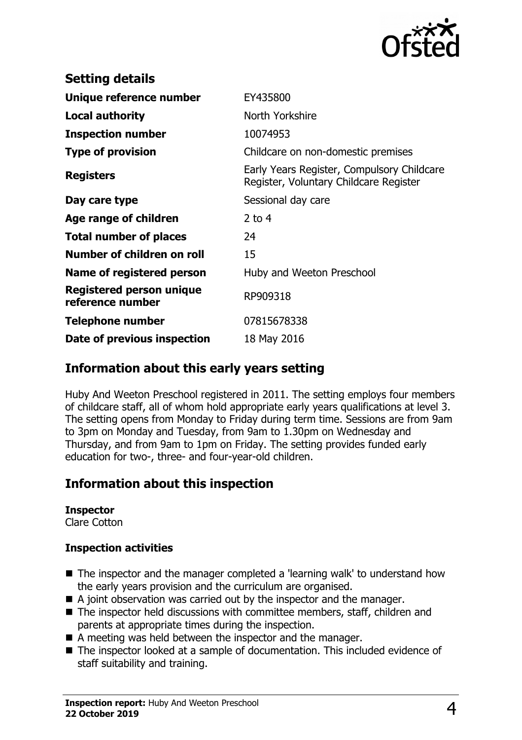## Setting details

| | |
|---|---|
| **Unique reference number** | EY435800 |
| **Local authority** | North Yorkshire |
| **Inspection number** | 10074953 |
| **Type of provision** | Childcare on non-domestic premises |
| **Registers** | Early Years Register, Compulsory Childcare Register, Voluntary Childcare Register |
| **Day care type** | Sessional day care |
| **Age range of children** | 2 to 4 |
| **Total number of places** | 24 |
| **Number of children on roll** | 15 |
| **Name of registered person** | Huby and Weeton Preschool |
| **Registered person unique reference number** | RP909318 |
| **Telephone number** | 07815678338 |
| **Date of previous inspection** | 18 May 2016 |

## Information about this early years setting

Huby And Weeton Preschool registered in 2011. The setting employs four members of childcare staff, all of whom hold appropriate early years qualifications at level 3. The setting opens from Monday to Friday during term time. Sessions are from 9am to 3pm on Monday and Tuesday, from 9am to 1.30pm on Wednesday and Thursday, and from 9am to 1pm on Friday. The setting provides funded early education for two-, three- and four-year-old children.

## Information about this inspection

**Inspector**
Clare Cotton

### Inspection activities

- The inspector and the manager completed a 'learning walk' to understand how the early years provision and the curriculum are organised.
- A joint observation was carried out by the inspector and the manager.
- The inspector held discussions with committee members, staff, children and parents at appropriate times during the inspection.
- A meeting was held between the inspector and the manager.
- The inspector looked at a sample of documentation. This included evidence of staff suitability and training.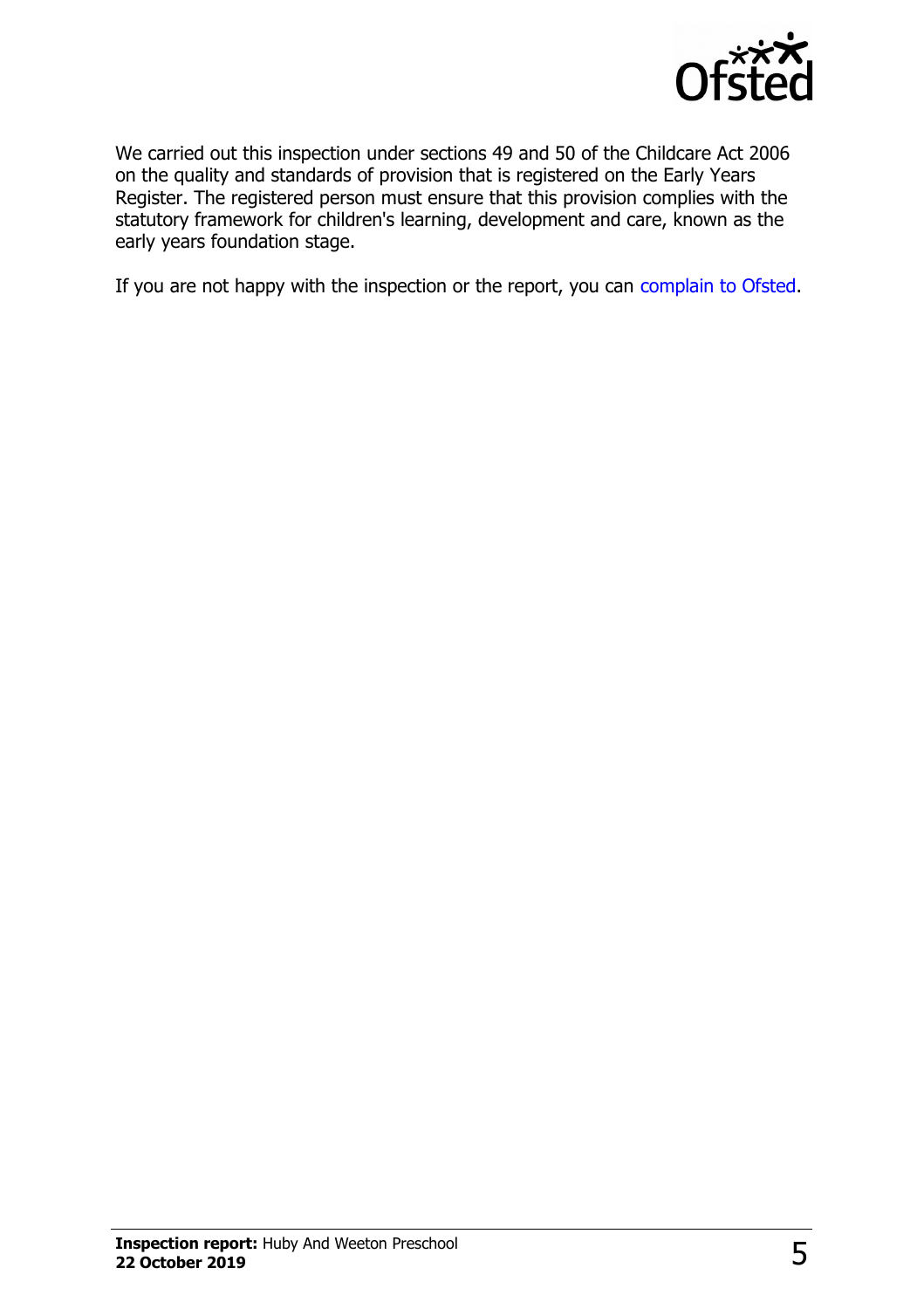We carried out this inspection under sections 49 and 50 of the Childcare Act 2006 on the quality and standards of provision that is registered on the Early Years Register. The registered person must ensure that this provision complies with the statutory framework for children's learning, development and care, known as the early years foundation stage.

If you are not happy with the inspection or the report, you can complain to Ofsted.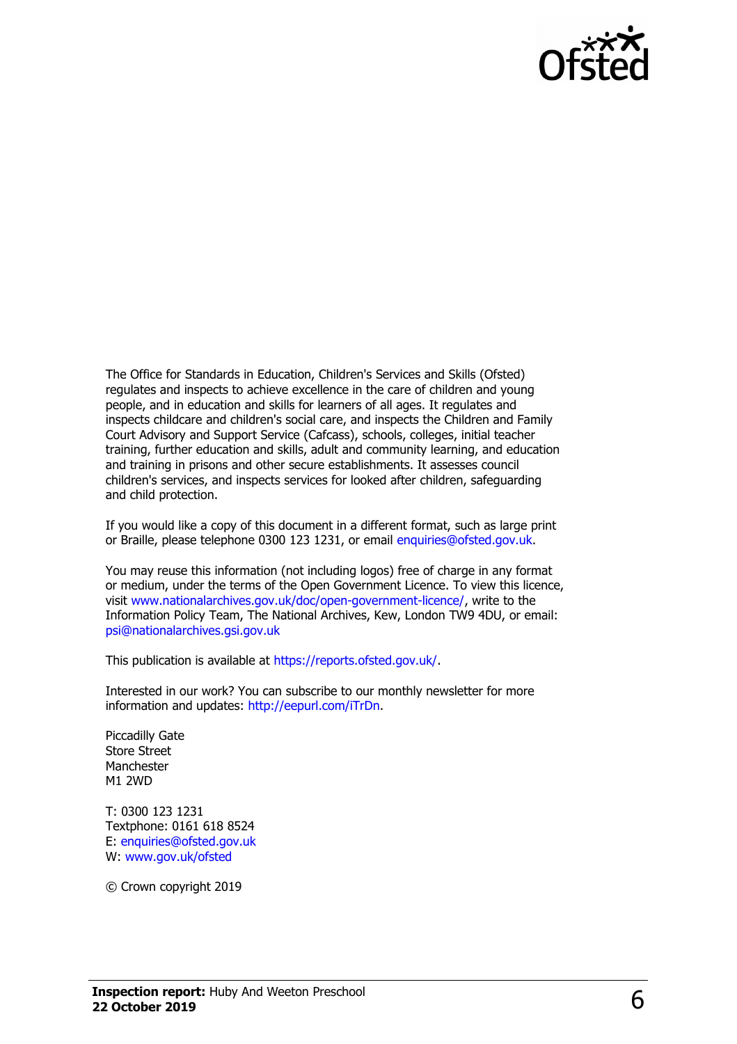The Office for Standards in Education, Children's Services and Skills (Ofsted) regulates and inspects to achieve excellence in the care of children and young people, and in education and skills for learners of all ages. It regulates and inspects childcare and children's social care, and inspects the Children and Family Court Advisory and Support Service (Cafcass), schools, colleges, initial teacher training, further education and skills, adult and community learning, and education and training in prisons and other secure establishments. It assesses council children's services, and inspects services for looked after children, safeguarding and child protection.

If you would like a copy of this document in a different format, such as large print or Braille, please telephone 0300 123 1231, or email enquiries@ofsted.gov.uk.

You may reuse this information (not including logos) free of charge in any format or medium, under the terms of the Open Government Licence. To view this licence, visit www.nationalarchives.gov.uk/doc/open-government-licence/, write to the Information Policy Team, The National Archives, Kew, London TW9 4DU, or email: psi@nationalarchives.gsi.gov.uk

This publication is available at https://reports.ofsted.gov.uk/.

Interested in our work? You can subscribe to our monthly newsletter for more information and updates: http://eepurl.com/iTrDn.

Piccadilly Gate
Store Street
Manchester
M1 2WD

T: 0300 123 1231
Textphone: 0161 618 8524
E: enquiries@ofsted.gov.uk
W: www.gov.uk/ofsted

© Crown copyright 2019